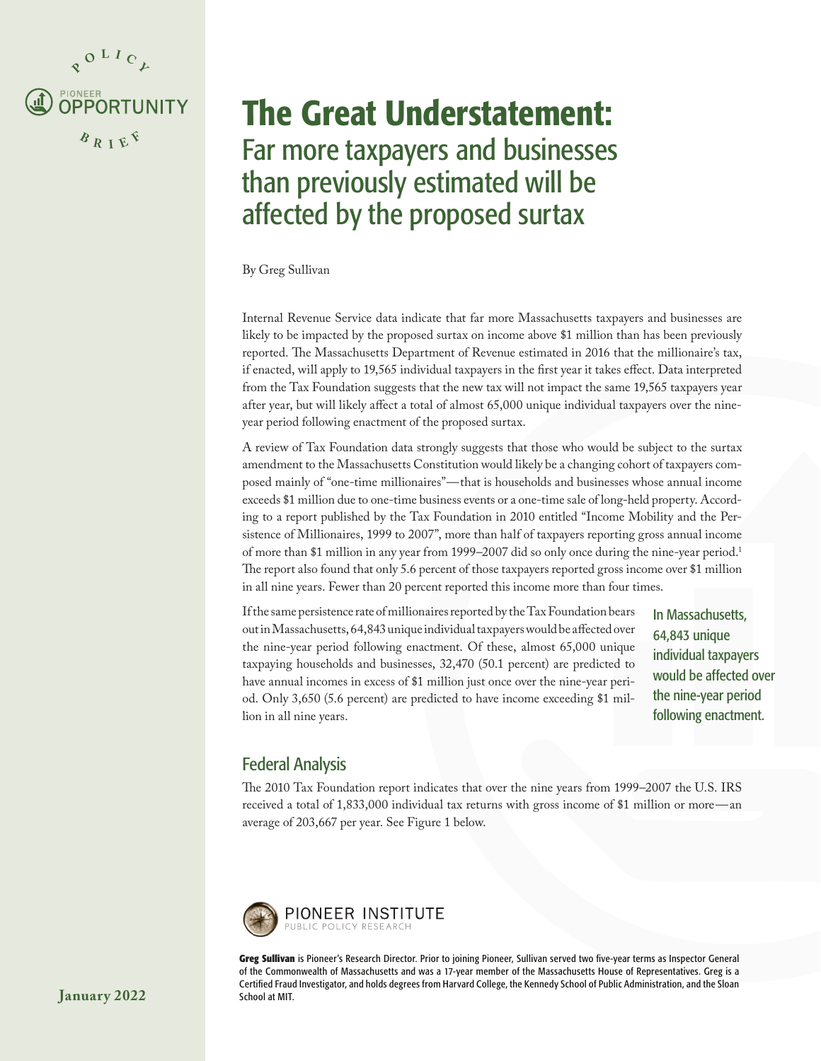Policy Brief — Pioneer Opportunity

# The Great Understatement:

## Far more taxpayers and businesses than previously estimated will be affected by the proposed surtax

By Greg Sullivan

Internal Revenue Service data indicate that far more Massachusetts taxpayers and businesses are likely to be impacted by the proposed surtax on income above $1 million than has been previously reported. The Massachusetts Department of Revenue estimated in 2016 that the millionaire's tax, if enacted, will apply to 19,565 individual taxpayers in the first year it takes effect. Data interpreted from the Tax Foundation suggests that the new tax will not impact the same 19,565 taxpayers year after year, but will likely affect a total of almost 65,000 unique individual taxpayers over the nine-year period following enactment of the proposed surtax.

A review of Tax Foundation data strongly suggests that those who would be subject to the surtax amendment to the Massachusetts Constitution would likely be a changing cohort of taxpayers composed mainly of "one-time millionaires"—that is households and businesses whose annual income exceeds $1 million due to one-time business events or a one-time sale of long-held property. According to a report published by the Tax Foundation in 2010 entitled "Income Mobility and the Persistence of Millionaires, 1999 to 2007", more than half of taxpayers reporting gross annual income of more than $1 million in any year from 1999–2007 did so only once during the nine-year period.[1] The report also found that only 5.6 percent of those taxpayers reported gross income over $1 million in all nine years. Fewer than 20 percent reported this income more than four times.

If the same persistence rate of millionaires reported by the Tax Foundation bears out in Massachusetts, 64,843 unique individual taxpayers would be affected over the nine-year period following enactment. Of these, almost 65,000 unique taxpaying households and businesses, 32,470 (50.1 percent) are predicted to have annual incomes in excess of $1 million just once over the nine-year period. Only 3,650 (5.6 percent) are predicted to have income exceeding $1 million in all nine years.

> In Massachusetts, 64,843 unique individual taxpayers would be affected over the nine-year period following enactment.

## Federal Analysis

The 2010 Tax Foundation report indicates that over the nine years from 1999–2007 the U.S. IRS received a total of 1,833,000 individual tax returns with gross income of $1 million or more—an average of 203,667 per year. See Figure 1 below.

PIONEER INSTITUTE
PUBLIC POLICY RESEARCH

**Greg Sullivan** is Pioneer's Research Director. Prior to joining Pioneer, Sullivan served two five-year terms as Inspector General of the Commonwealth of Massachusetts and was a 17-year member of the Massachusetts House of Representatives. Greg is a Certified Fraud Investigator, and holds degrees from Harvard College, the Kennedy School of Public Administration, and the Sloan School at MIT.

**January 2022**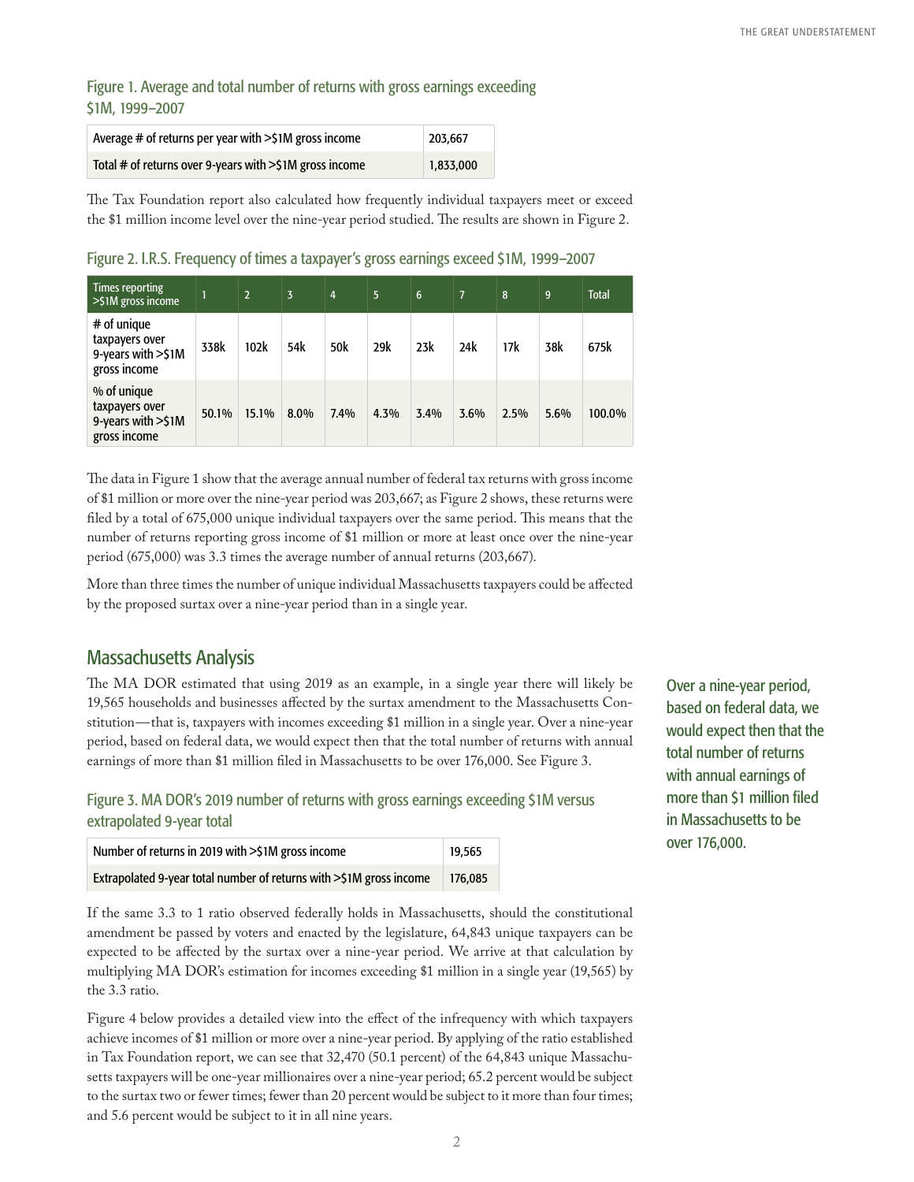Figure 1. Average and total number of returns with gross earnings exceeding $1M, 1999–2007

| | |
|---|---|
| Average # of returns per year with >$1M gross income | 203,667 |
| Total # of returns over 9-years with >$1M gross income | 1,833,000 |

The Tax Foundation report also calculated how frequently individual taxpayers meet or exceed the $1 million income level over the nine-year period studied. The results are shown in Figure 2.

Figure 2. I.R.S. Frequency of times a taxpayer's gross earnings exceed $1M, 1999–2007

| Times reporting >$1M gross income | 1 | 2 | 3 | 4 | 5 | 6 | 7 | 8 | 9 | Total |
|---|---|---|---|---|---|---|---|---|---|---|
| # of unique taxpayers over 9-years with >$1M gross income | 338k | 102k | 54k | 50k | 29k | 23k | 24k | 17k | 38k | 675k |
| % of unique taxpayers over 9-years with >$1M gross income | 50.1% | 15.1% | 8.0% | 7.4% | 4.3% | 3.4% | 3.6% | 2.5% | 5.6% | 100.0% |

The data in Figure 1 show that the average annual number of federal tax returns with gross income of $1 million or more over the nine-year period was 203,667; as Figure 2 shows, these returns were filed by a total of 675,000 unique individual taxpayers over the same period. This means that the number of returns reporting gross income of $1 million or more at least once over the nine-year period (675,000) was 3.3 times the average number of annual returns (203,667).

More than three times the number of unique individual Massachusetts taxpayers could be affected by the proposed surtax over a nine-year period than in a single year.

## Massachusetts Analysis

The MA DOR estimated that using 2019 as an example, in a single year there will likely be 19,565 households and businesses affected by the surtax amendment to the Massachusetts Constitution—that is, taxpayers with incomes exceeding $1 million in a single year. Over a nine-year period, based on federal data, we would expect then that the total number of returns with annual earnings of more than $1 million filed in Massachusetts to be over 176,000. See Figure 3.

> Over a nine-year period, based on federal data, we would expect then that the total number of returns with annual earnings of more than $1 million filed in Massachusetts to be over 176,000.

Figure 3. MA DOR's 2019 number of returns with gross earnings exceeding $1M versus extrapolated 9-year total

| | |
|---|---|
| Number of returns in 2019 with >$1M gross income | 19,565 |
| Extrapolated 9-year total number of returns with >$1M gross income | 176,085 |

If the same 3.3 to 1 ratio observed federally holds in Massachusetts, should the constitutional amendment be passed by voters and enacted by the legislature, 64,843 unique taxpayers can be expected to be affected by the surtax over a nine-year period. We arrive at that calculation by multiplying MA DOR's estimation for incomes exceeding $1 million in a single year (19,565) by the 3.3 ratio.

Figure 4 below provides a detailed view into the effect of the infrequency with which taxpayers achieve incomes of $1 million or more over a nine-year period. By applying of the ratio established in Tax Foundation report, we can see that 32,470 (50.1 percent) of the 64,843 unique Massachusetts taxpayers will be one-year millionaires over a nine-year period; 65.2 percent would be subject to the surtax two or fewer times; fewer than 20 percent would be subject to it more than four times; and 5.6 percent would be subject to it in all nine years.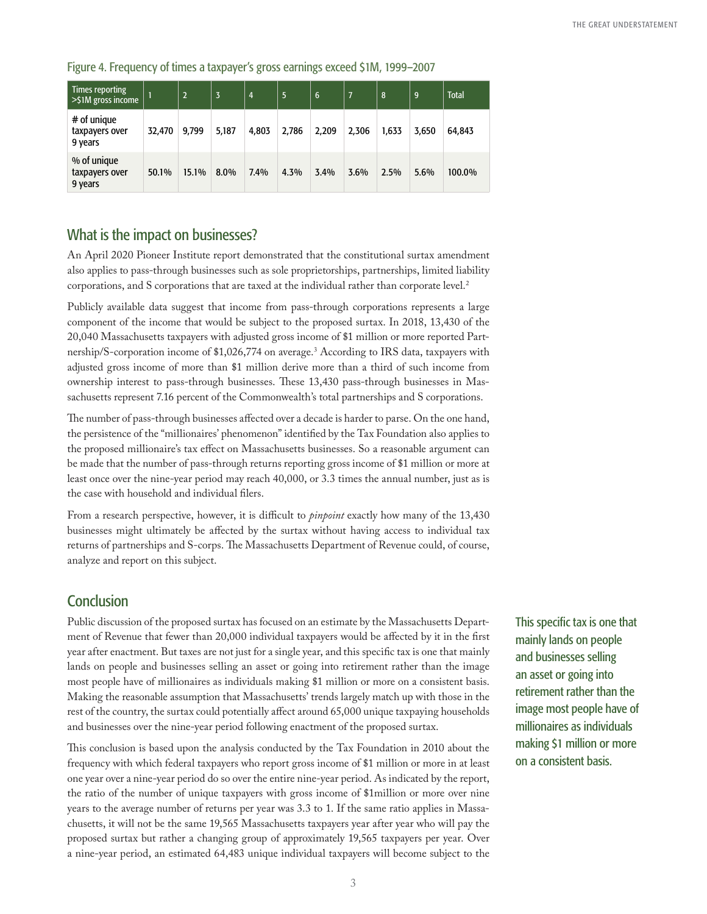Figure 4. Frequency of times a taxpayer's gross earnings exceed $1M, 1999–2007

| Times reporting >$1M gross income | 1 | 2 | 3 | 4 | 5 | 6 | 7 | 8 | 9 | Total |
|---|---|---|---|---|---|---|---|---|---|---|
| # of unique taxpayers over 9 years | 32,470 | 9,799 | 5,187 | 4,803 | 2,786 | 2,209 | 2,306 | 1,633 | 3,650 | 64,843 |
| % of unique taxpayers over 9 years | 50.1% | 15.1% | 8.0% | 7.4% | 4.3% | 3.4% | 3.6% | 2.5% | 5.6% | 100.0% |

## What is the impact on businesses?

An April 2020 Pioneer Institute report demonstrated that the constitutional surtax amendment also applies to pass-through businesses such as sole proprietorships, partnerships, limited liability corporations, and S corporations that are taxed at the individual rather than corporate level.[2]

Publicly available data suggest that income from pass-through corporations represents a large component of the income that would be subject to the proposed surtax. In 2018, 13,430 of the 20,040 Massachusetts taxpayers with adjusted gross income of $1 million or more reported Partnership/S-corporation income of $1,026,774 on average.[3] According to IRS data, taxpayers with adjusted gross income of more than $1 million derive more than a third of such income from ownership interest to pass-through businesses. These 13,430 pass-through businesses in Massachusetts represent 7.16 percent of the Commonwealth's total partnerships and S corporations.

The number of pass-through businesses affected over a decade is harder to parse. On the one hand, the persistence of the "millionaires' phenomenon" identified by the Tax Foundation also applies to the proposed millionaire's tax effect on Massachusetts businesses. So a reasonable argument can be made that the number of pass-through returns reporting gross income of $1 million or more at least once over the nine-year period may reach 40,000, or 3.3 times the annual number, just as is the case with household and individual filers.

From a research perspective, however, it is difficult to *pinpoint* exactly how many of the 13,430 businesses might ultimately be affected by the surtax without having access to individual tax returns of partnerships and S-corps. The Massachusetts Department of Revenue could, of course, analyze and report on this subject.

## Conclusion

Public discussion of the proposed surtax has focused on an estimate by the Massachusetts Department of Revenue that fewer than 20,000 individual taxpayers would be affected by it in the first year after enactment. But taxes are not just for a single year, and this specific tax is one that mainly lands on people and businesses selling an asset or going into retirement rather than the image most people have of millionaires as individuals making $1 million or more on a consistent basis. Making the reasonable assumption that Massachusetts' trends largely match up with those in the rest of the country, the surtax could potentially affect around 65,000 unique taxpaying households and businesses over the nine-year period following enactment of the proposed surtax.

> This specific tax is one that mainly lands on people and businesses selling an asset or going into retirement rather than the image most people have of millionaires as individuals making $1 million or more on a consistent basis.

This conclusion is based upon the analysis conducted by the Tax Foundation in 2010 about the frequency with which federal taxpayers who report gross income of $1 million or more in at least one year over a nine-year period do so over the entire nine-year period. As indicated by the report, the ratio of the number of unique taxpayers with gross income of $1million or more over nine years to the average number of returns per year was 3.3 to 1. If the same ratio applies in Massachusetts, it will not be the same 19,565 Massachusetts taxpayers year after year who will pay the proposed surtax but rather a changing group of approximately 19,565 taxpayers per year. Over a nine-year period, an estimated 64,483 unique individual taxpayers will become subject to the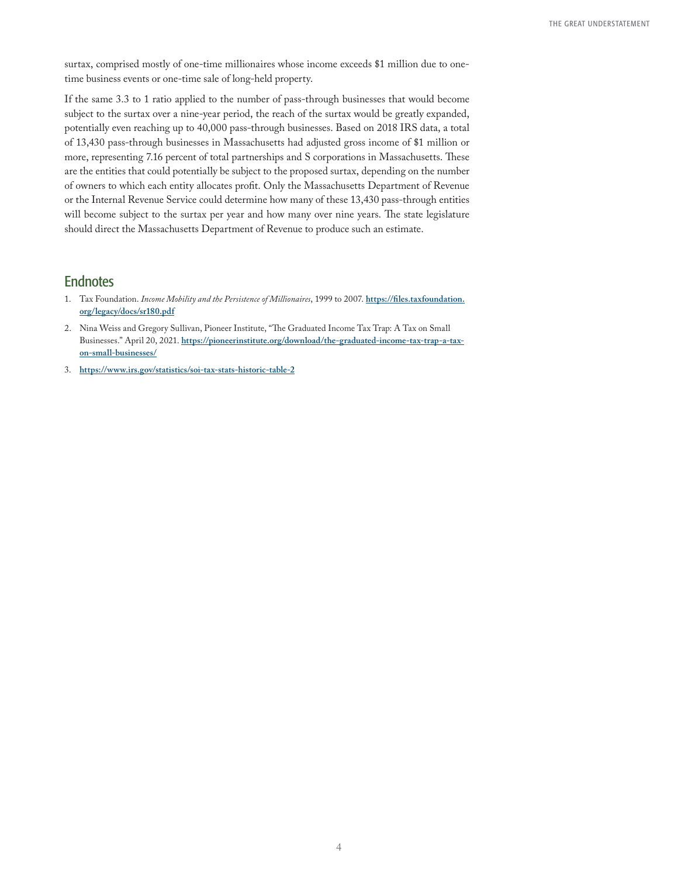surtax, comprised mostly of one-time millionaires whose income exceeds $1 million due to one-time business events or one-time sale of long-held property.

If the same 3.3 to 1 ratio applied to the number of pass-through businesses that would become subject to the surtax over a nine-year period, the reach of the surtax would be greatly expanded, potentially even reaching up to 40,000 pass-through businesses. Based on 2018 IRS data, a total of 13,430 pass-through businesses in Massachusetts had adjusted gross income of $1 million or more, representing 7.16 percent of total partnerships and S corporations in Massachusetts. These are the entities that could potentially be subject to the proposed surtax, depending on the number of owners to which each entity allocates profit. Only the Massachusetts Department of Revenue or the Internal Revenue Service could determine how many of these 13,430 pass-through entities will become subject to the surtax per year and how many over nine years. The state legislature should direct the Massachusetts Department of Revenue to produce such an estimate.

## Endnotes

1. Tax Foundation. *Income Mobility and the Persistence of Millionaires*, 1999 to 2007. **https://files.taxfoundation.org/legacy/docs/sr180.pdf**
2. Nina Weiss and Gregory Sullivan, Pioneer Institute, "The Graduated Income Tax Trap: A Tax on Small Businesses." April 20, 2021. **https://pioneerinstitute.org/download/the-graduated-income-tax-trap-a-tax-on-small-businesses/**
3. **https://www.irs.gov/statistics/soi-tax-stats-historic-table-2**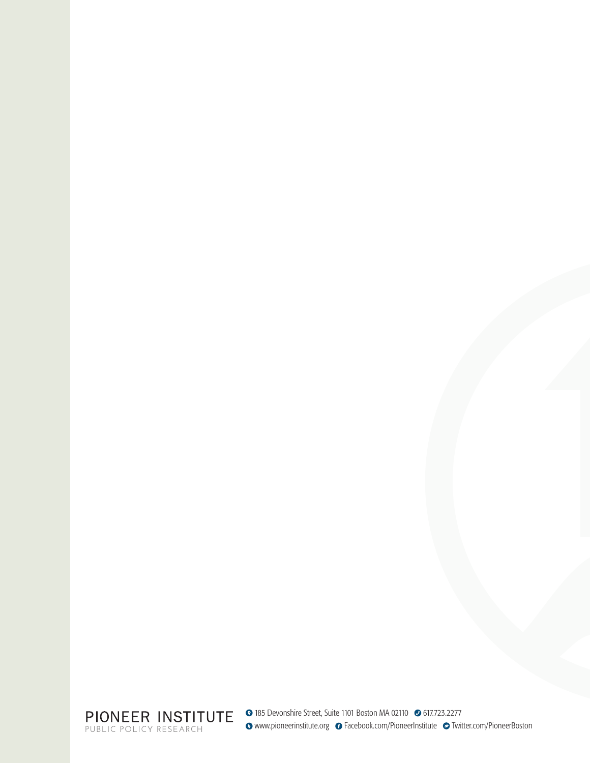PIONEER INSTITUTE
PUBLIC POLICY RESEARCH

185 Devonshire Street, Suite 1101 Boston MA 02110 617.723.2277
www.pioneerinstitute.org Facebook.com/PioneerInstitute Twitter.com/PioneerBoston